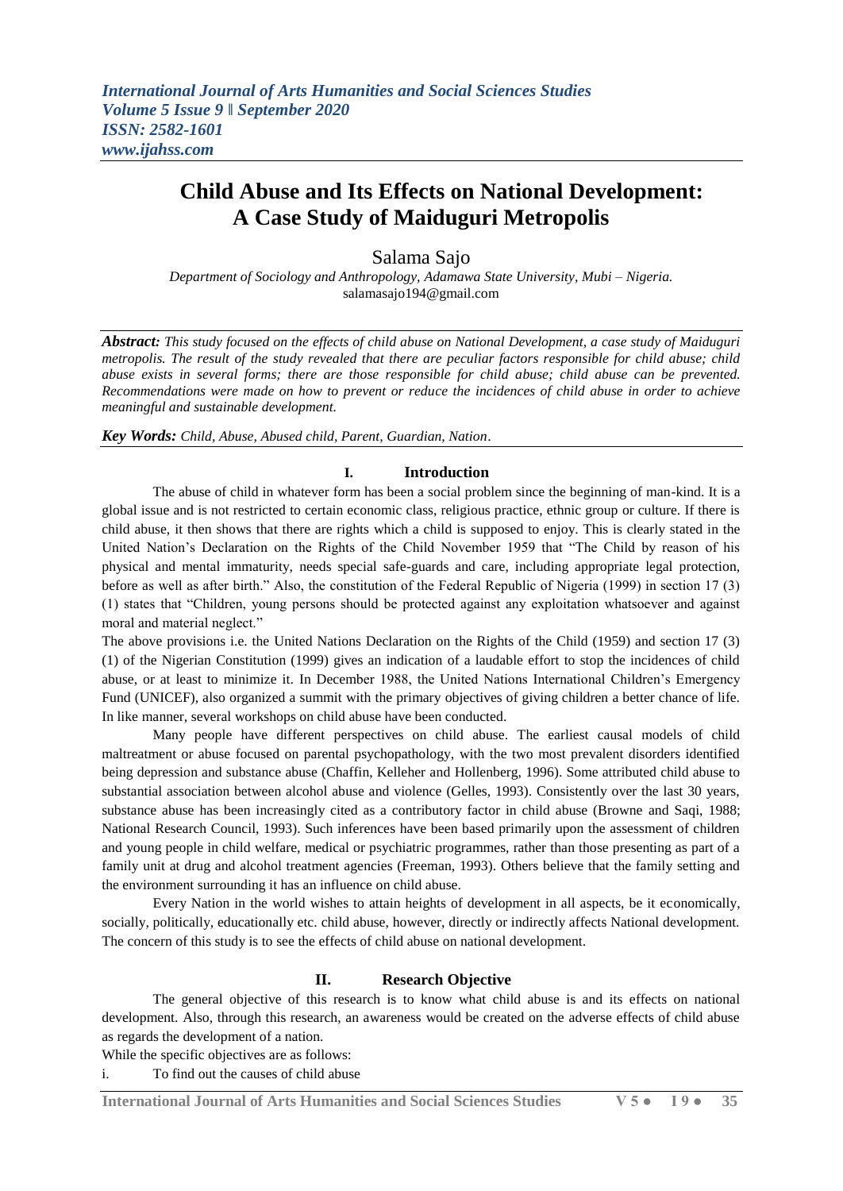# Child Abuse and Its Effects on National Development: A Case Study of Maiduguri Metropolis

Salama Sajo

*Department of Sociology and Anthropology, Adamawa State University, Mubi – Nigeria.*
salamasajo194@gmail.com

***Abstract:*** *This study focused on the effects of child abuse on National Development, a case study of Maiduguri metropolis. The result of the study revealed that there are peculiar factors responsible for child abuse; child abuse exists in several forms; there are those responsible for child abuse; child abuse can be prevented. Recommendations were made on how to prevent or reduce the incidences of child abuse in order to achieve meaningful and sustainable development.*

***Key Words:*** *Child, Abuse, Abused child, Parent, Guardian, Nation.*

## I. Introduction

The abuse of child in whatever form has been a social problem since the beginning of man-kind. It is a global issue and is not restricted to certain economic class, religious practice, ethnic group or culture. If there is child abuse, it then shows that there are rights which a child is supposed to enjoy. This is clearly stated in the United Nation's Declaration on the Rights of the Child November 1959 that "The Child by reason of his physical and mental immaturity, needs special safe-guards and care, including appropriate legal protection, before as well as after birth." Also, the constitution of the Federal Republic of Nigeria (1999) in section 17 (3) (1) states that "Children, young persons should be protected against any exploitation whatsoever and against moral and material neglect."

The above provisions i.e. the United Nations Declaration on the Rights of the Child (1959) and section 17 (3) (1) of the Nigerian Constitution (1999) gives an indication of a laudable effort to stop the incidences of child abuse, or at least to minimize it. In December 1988, the United Nations International Children's Emergency Fund (UNICEF), also organized a summit with the primary objectives of giving children a better chance of life. In like manner, several workshops on child abuse have been conducted.

Many people have different perspectives on child abuse. The earliest causal models of child maltreatment or abuse focused on parental psychopathology, with the two most prevalent disorders identified being depression and substance abuse (Chaffin, Kelleher and Hollenberg, 1996). Some attributed child abuse to substantial association between alcohol abuse and violence (Gelles, 1993). Consistently over the last 30 years, substance abuse has been increasingly cited as a contributory factor in child abuse (Browne and Saqi, 1988; National Research Council, 1993). Such inferences have been based primarily upon the assessment of children and young people in child welfare, medical or psychiatric programmes, rather than those presenting as part of a family unit at drug and alcohol treatment agencies (Freeman, 1993). Others believe that the family setting and the environment surrounding it has an influence on child abuse.

Every Nation in the world wishes to attain heights of development in all aspects, be it economically, socially, politically, educationally etc. child abuse, however, directly or indirectly affects National development. The concern of this study is to see the effects of child abuse on national development.

## II. Research Objective

The general objective of this research is to know what child abuse is and its effects on national development. Also, through this research, an awareness would be created on the adverse effects of child abuse as regards the development of a nation.

While the specific objectives are as follows:

i. To find out the causes of child abuse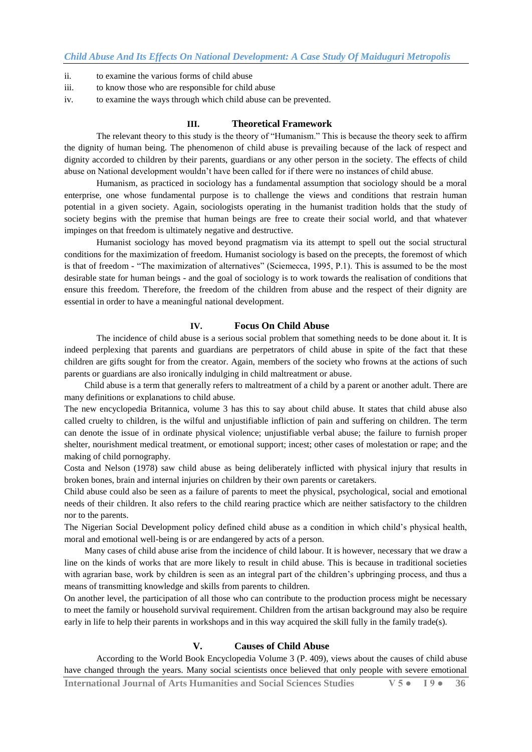ii. to examine the various forms of child abuse
iii. to know those who are responsible for child abuse
iv. to examine the ways through which child abuse can be prevented.

## III. Theoretical Framework

The relevant theory to this study is the theory of "Humanism." This is because the theory seek to affirm the dignity of human being. The phenomenon of child abuse is prevailing because of the lack of respect and dignity accorded to children by their parents, guardians or any other person in the society. The effects of child abuse on National development wouldn't have been called for if there were no instances of child abuse.

Humanism, as practiced in sociology has a fundamental assumption that sociology should be a moral enterprise, one whose fundamental purpose is to challenge the views and conditions that restrain human potential in a given society. Again, sociologists operating in the humanist tradition holds that the study of society begins with the premise that human beings are free to create their social world, and that whatever impinges on that freedom is ultimately negative and destructive.

Humanist sociology has moved beyond pragmatism via its attempt to spell out the social structural conditions for the maximization of freedom. Humanist sociology is based on the precepts, the foremost of which is that of freedom - "The maximization of alternatives" (Sciemecca, 1995, P.1). This is assumed to be the most desirable state for human beings - and the goal of sociology is to work towards the realisation of conditions that ensure this freedom. Therefore, the freedom of the children from abuse and the respect of their dignity are essential in order to have a meaningful national development.

## IV. Focus On Child Abuse

The incidence of child abuse is a serious social problem that something needs to be done about it. It is indeed perplexing that parents and guardians are perpetrators of child abuse in spite of the fact that these children are gifts sought for from the creator. Again, members of the society who frowns at the actions of such parents or guardians are also ironically indulging in child maltreatment or abuse.

Child abuse is a term that generally refers to maltreatment of a child by a parent or another adult. There are many definitions or explanations to child abuse.

The new encyclopedia Britannica, volume 3 has this to say about child abuse. It states that child abuse also called cruelty to children, is the wilful and unjustifiable infliction of pain and suffering on children. The term can denote the issue of in ordinate physical violence; unjustifiable verbal abuse; the failure to furnish proper shelter, nourishment medical treatment, or emotional support; incest; other cases of molestation or rape; and the making of child pornography.

Costa and Nelson (1978) saw child abuse as being deliberately inflicted with physical injury that results in broken bones, brain and internal injuries on children by their own parents or caretakers.

Child abuse could also be seen as a failure of parents to meet the physical, psychological, social and emotional needs of their children. It also refers to the child rearing practice which are neither satisfactory to the children nor to the parents.

The Nigerian Social Development policy defined child abuse as a condition in which child's physical health, moral and emotional well-being is or are endangered by acts of a person.

Many cases of child abuse arise from the incidence of child labour. It is however, necessary that we draw a line on the kinds of works that are more likely to result in child abuse. This is because in traditional societies with agrarian base, work by children is seen as an integral part of the children's upbringing process, and thus a means of transmitting knowledge and skills from parents to children.

On another level, the participation of all those who can contribute to the production process might be necessary to meet the family or household survival requirement. Children from the artisan background may also be require early in life to help their parents in workshops and in this way acquired the skill fully in the family trade(s).

## V. Causes of Child Abuse

According to the World Book Encyclopedia Volume 3 (P. 409), views about the causes of child abuse have changed through the years. Many social scientists once believed that only people with severe emotional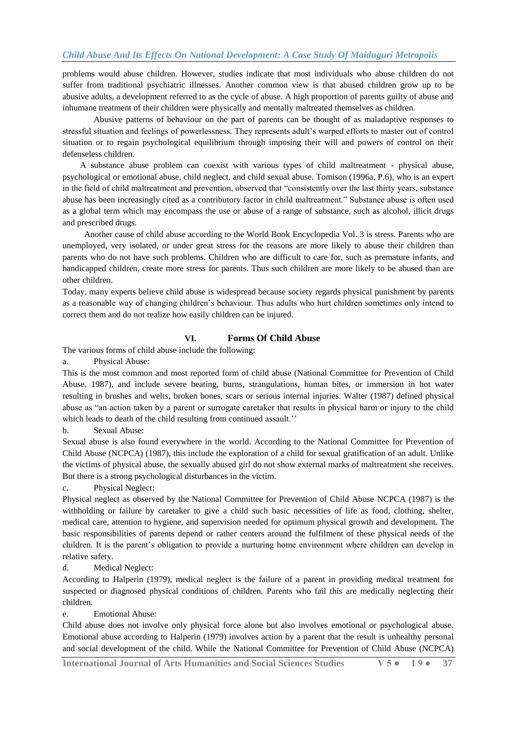problems would abuse children. However, studies indicate that most individuals who abuse children do not suffer from traditional psychiatric illnesses. Another common view is that abused children grow up to be abusive adults, a development referred to as the cycle of abuse. A high proportion of parents guilty of abuse and inhumane treatment of their children were physically and mentally maltreated themselves as children.

Abusive patterns of behaviour on the part of parents can be thought of as maladaptive responses to stressful situation and feelings of powerlessness. They represents adult's warped efforts to master out of control situation or to regain psychological equilibrium through imposing their will and powers of control on their defenseless children.

A substance abuse problem can coexist with various types of child maltreatment - physical abuse, psychological or emotional abuse, child neglect, and child sexual abuse. Tomison (1996a, P.6), who is an expert in the field of child maltreatment and prevention, observed that "consistently over the last thirty years, substance abuse has been increasingly cited as a contributory factor in child maltreatment." Substance abuse is often used as a global term which may encompass the use or abuse of a range of substance, such as alcohol, illicit drugs and prescribed drugs.

Another cause of child abuse according to the World Book Encyclopedia Vol. 3 is stress. Parents who are unemployed, very isolated, or under great stress for the reasons are more likely to abuse their children than parents who do not have such problems. Children who are difficult to care for, such as premature infants, and handicapped children, create more stress for parents. Thus such children are more likely to be abused than are other children.

Today, many experts believe child abuse is widespread because society regards physical punishment by parents as a reasonable way of changing children's behaviour. Thus adults who hurt children sometimes only intend to correct them and do not realize how easily children can be injured.

## VI. Forms Of Child Abuse

The various forms of child abuse include the following:

a. Physical Abuse:

This is the most common and most reported form of child abuse (National Committee for Prevention of Child Abuse, 1987), and include severe beating, burns, strangulations, human bites, or immersion in hot water resulting in brushes and welts, broken bones, scars or serious internal injuries. Walter (1987) defined physical abuse as "an action taken by a parent or surrogate caretaker that results in physical harm or injury to the child which leads to death of the child resulting from continued assault.''

b. Sexual Abuse:

Sexual abuse is also found everywhere in the world. According to the National Committee for Prevention of Child Abuse (NCPCA) (1987), this include the exploration of a child for sexual gratification of an adult. Unlike the victims of physical abuse, the sexually abused girl do not show external marks of maltreatment she receives. But there is a strong psychological disturbances in the victim.

c. Physical Neglect:

Physical neglect as observed by the National Committee for Prevention of Child Abuse NCPCA (1987) is the withholding or failure by caretaker to give a child such basic necessities of life as food, clothing, shelter, medical care, attention to hygiene, and supervision needed for optimum physical growth and development. The basic responsibilities of parents depend or rather centers around the fulfilment of these physical needs of the children. It is the parent's obligation to provide a nurturing home environment where children can develop in relative safety.

d. Medical Neglect:

According to Halperin (1979), medical neglect is the failure of a parent in providing medical treatment for suspected or diagnosed physical conditions of children. Parents who fail this are medically neglecting their children.

e. Emotional Abuse:

Child abuse does not involve only physical force alone but also involves emotional or psychological abuse. Emotional abuse according to Halperin (1979) involves action by a parent that the result is unhealthy personal and social development of the child. While the National Committee for Prevention of Child Abuse (NCPCA)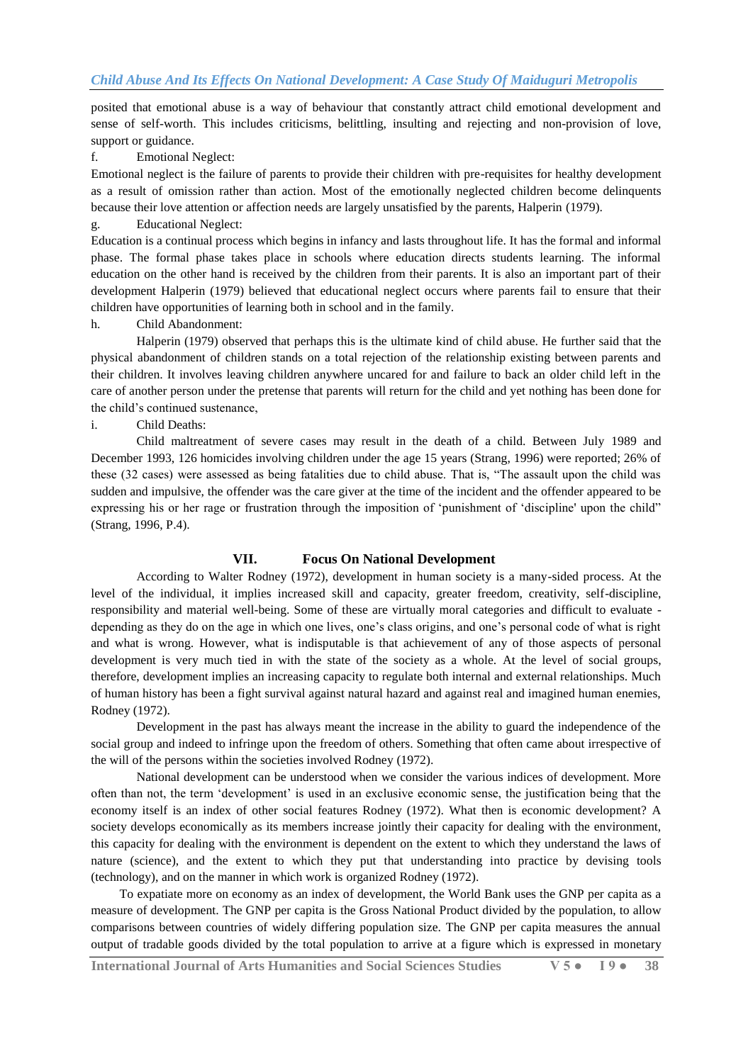posited that emotional abuse is a way of behaviour that constantly attract child emotional development and sense of self-worth. This includes criticisms, belittling, insulting and rejecting and non-provision of love, support or guidance.

f. Emotional Neglect:

Emotional neglect is the failure of parents to provide their children with pre-requisites for healthy development as a result of omission rather than action. Most of the emotionally neglected children become delinquents because their love attention or affection needs are largely unsatisfied by the parents, Halperin (1979).

g. Educational Neglect:

Education is a continual process which begins in infancy and lasts throughout life. It has the formal and informal phase. The formal phase takes place in schools where education directs students learning. The informal education on the other hand is received by the children from their parents. It is also an important part of their development Halperin (1979) believed that educational neglect occurs where parents fail to ensure that their children have opportunities of learning both in school and in the family.

h. Child Abandonment:

Halperin (1979) observed that perhaps this is the ultimate kind of child abuse. He further said that the physical abandonment of children stands on a total rejection of the relationship existing between parents and their children. It involves leaving children anywhere uncared for and failure to back an older child left in the care of another person under the pretense that parents will return for the child and yet nothing has been done for the child's continued sustenance,

i. Child Deaths:

Child maltreatment of severe cases may result in the death of a child. Between July 1989 and December 1993, 126 homicides involving children under the age 15 years (Strang, 1996) were reported; 26% of these (32 cases) were assessed as being fatalities due to child abuse. That is, "The assault upon the child was sudden and impulsive, the offender was the care giver at the time of the incident and the offender appeared to be expressing his or her rage or frustration through the imposition of 'punishment of 'discipline' upon the child" (Strang, 1996, P.4).

## VII. Focus On National Development

According to Walter Rodney (1972), development in human society is a many-sided process. At the level of the individual, it implies increased skill and capacity, greater freedom, creativity, self-discipline, responsibility and material well-being. Some of these are virtually moral categories and difficult to evaluate - depending as they do on the age in which one lives, one's class origins, and one's personal code of what is right and what is wrong. However, what is indisputable is that achievement of any of those aspects of personal development is very much tied in with the state of the society as a whole. At the level of social groups, therefore, development implies an increasing capacity to regulate both internal and external relationships. Much of human history has been a fight survival against natural hazard and against real and imagined human enemies, Rodney (1972).

Development in the past has always meant the increase in the ability to guard the independence of the social group and indeed to infringe upon the freedom of others. Something that often came about irrespective of the will of the persons within the societies involved Rodney (1972).

National development can be understood when we consider the various indices of development. More often than not, the term 'development' is used in an exclusive economic sense, the justification being that the economy itself is an index of other social features Rodney (1972). What then is economic development? A society develops economically as its members increase jointly their capacity for dealing with the environment, this capacity for dealing with the environment is dependent on the extent to which they understand the laws of nature (science), and the extent to which they put that understanding into practice by devising tools (technology), and on the manner in which work is organized Rodney (1972).

To expatiate more on economy as an index of development, the World Bank uses the GNP per capita as a measure of development. The GNP per capita is the Gross National Product divided by the population, to allow comparisons between countries of widely differing population size. The GNP per capita measures the annual output of tradable goods divided by the total population to arrive at a figure which is expressed in monetary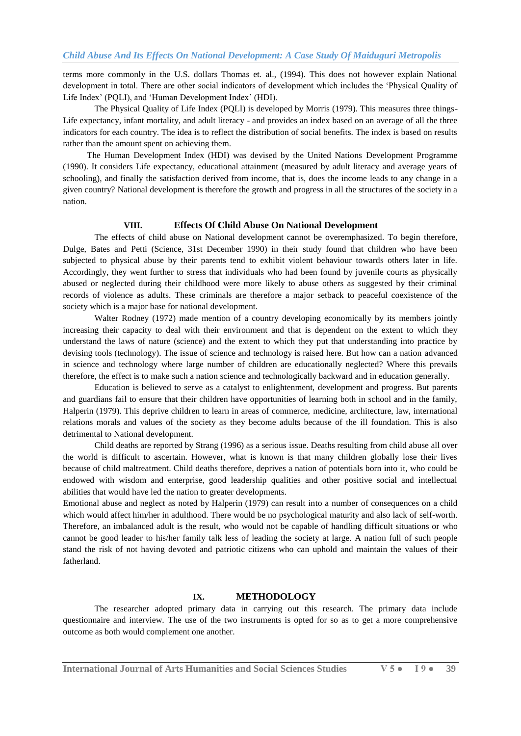terms more commonly in the U.S. dollars Thomas et. al., (1994). This does not however explain National development in total. There are other social indicators of development which includes the 'Physical Quality of Life Index' (PQLI), and 'Human Development Index' (HDI).

The Physical Quality of Life Index (PQLI) is developed by Morris (1979). This measures three things- Life expectancy, infant mortality, and adult literacy - and provides an index based on an average of all the three indicators for each country. The idea is to reflect the distribution of social benefits. The index is based on results rather than the amount spent on achieving them.

The Human Development Index (HDI) was devised by the United Nations Development Programme (1990). It considers Life expectancy, educational attainment (measured by adult literacy and average years of schooling), and finally the satisfaction derived from income, that is, does the income leads to any change in a given country? National development is therefore the growth and progress in all the structures of the society in a nation.

## VIII. Effects Of Child Abuse On National Development

The effects of child abuse on National development cannot be overemphasized. To begin therefore, Dulge, Bates and Petti (Science, 31st December 1990) in their study found that children who have been subjected to physical abuse by their parents tend to exhibit violent behaviour towards others later in life. Accordingly, they went further to stress that individuals who had been found by juvenile courts as physically abused or neglected during their childhood were more likely to abuse others as suggested by their criminal records of violence as adults. These criminals are therefore a major setback to peaceful coexistence of the society which is a major base for national development.

Walter Rodney (1972) made mention of a country developing economically by its members jointly increasing their capacity to deal with their environment and that is dependent on the extent to which they understand the laws of nature (science) and the extent to which they put that understanding into practice by devising tools (technology). The issue of science and technology is raised here. But how can a nation advanced in science and technology where large number of children are educationally neglected? Where this prevails therefore, the effect is to make such a nation science and technologically backward and in education generally.

Education is believed to serve as a catalyst to enlightenment, development and progress. But parents and guardians fail to ensure that their children have opportunities of learning both in school and in the family, Halperin (1979). This deprive children to learn in areas of commerce, medicine, architecture, law, international relations morals and values of the society as they become adults because of the ill foundation. This is also detrimental to National development.

Child deaths are reported by Strang (1996) as a serious issue. Deaths resulting from child abuse all over the world is difficult to ascertain. However, what is known is that many children globally lose their lives because of child maltreatment. Child deaths therefore, deprives a nation of potentials born into it, who could be endowed with wisdom and enterprise, good leadership qualities and other positive social and intellectual abilities that would have led the nation to greater developments.

Emotional abuse and neglect as noted by Halperin (1979) can result into a number of consequences on a child which would affect him/her in adulthood. There would be no psychological maturity and also lack of self-worth. Therefore, an imbalanced adult is the result, who would not be capable of handling difficult situations or who cannot be good leader to his/her family talk less of leading the society at large. A nation full of such people stand the risk of not having devoted and patriotic citizens who can uphold and maintain the values of their fatherland.

## IX. METHODOLOGY

The researcher adopted primary data in carrying out this research. The primary data include questionnaire and interview. The use of the two instruments is opted for so as to get a more comprehensive outcome as both would complement one another.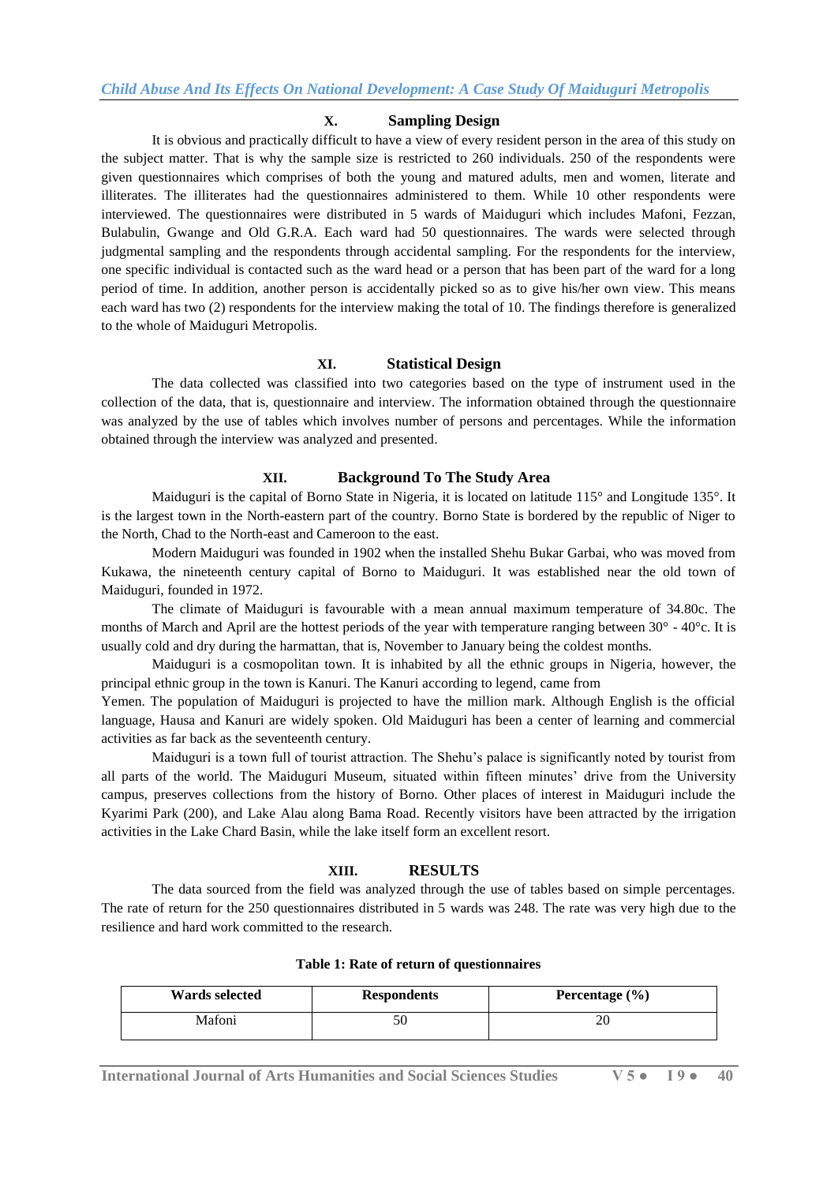## X. Sampling Design

It is obvious and practically difficult to have a view of every resident person in the area of this study on the subject matter. That is why the sample size is restricted to 260 individuals. 250 of the respondents were given questionnaires which comprises of both the young and matured adults, men and women, literate and illiterates. The illiterates had the questionnaires administered to them. While 10 other respondents were interviewed. The questionnaires were distributed in 5 wards of Maiduguri which includes Mafoni, Fezzan, Bulabulin, Gwange and Old G.R.A. Each ward had 50 questionnaires. The wards were selected through judgmental sampling and the respondents through accidental sampling. For the respondents for the interview, one specific individual is contacted such as the ward head or a person that has been part of the ward for a long period of time. In addition, another person is accidentally picked so as to give his/her own view. This means each ward has two (2) respondents for the interview making the total of 10. The findings therefore is generalized to the whole of Maiduguri Metropolis.

## XI. Statistical Design

The data collected was classified into two categories based on the type of instrument used in the collection of the data, that is, questionnaire and interview. The information obtained through the questionnaire was analyzed by the use of tables which involves number of persons and percentages. While the information obtained through the interview was analyzed and presented.

## XII. Background To The Study Area

Maiduguri is the capital of Borno State in Nigeria, it is located on latitude 115° and Longitude 135°. It is the largest town in the North-eastern part of the country. Borno State is bordered by the republic of Niger to the North, Chad to the North-east and Cameroon to the east.

Modern Maiduguri was founded in 1902 when the installed Shehu Bukar Garbai, who was moved from Kukawa, the nineteenth century capital of Borno to Maiduguri. It was established near the old town of Maiduguri, founded in 1972.

The climate of Maiduguri is favourable with a mean annual maximum temperature of 34.80c. The months of March and April are the hottest periods of the year with temperature ranging between 30° - 40°c. It is usually cold and dry during the harmattan, that is, November to January being the coldest months.

Maiduguri is a cosmopolitan town. It is inhabited by all the ethnic groups in Nigeria, however, the principal ethnic group in the town is Kanuri. The Kanuri according to legend, came from Yemen. The population of Maiduguri is projected to have the million mark. Although English is the official language, Hausa and Kanuri are widely spoken. Old Maiduguri has been a center of learning and commercial activities as far back as the seventeenth century.

Maiduguri is a town full of tourist attraction. The Shehu's palace is significantly noted by tourist from all parts of the world. The Maiduguri Museum, situated within fifteen minutes' drive from the University campus, preserves collections from the history of Borno. Other places of interest in Maiduguri include the Kyarimi Park (200), and Lake Alau along Bama Road. Recently visitors have been attracted by the irrigation activities in the Lake Chard Basin, while the lake itself form an excellent resort.

## XIII. RESULTS

The data sourced from the field was analyzed through the use of tables based on simple percentages. The rate of return for the 250 questionnaires distributed in 5 wards was 248. The rate was very high due to the resilience and hard work committed to the research.

**Table 1: Rate of return of questionnaires**

| Wards selected | Respondents | Percentage (%) |
| --- | --- | --- |
| Mafoni | 50 | 20 |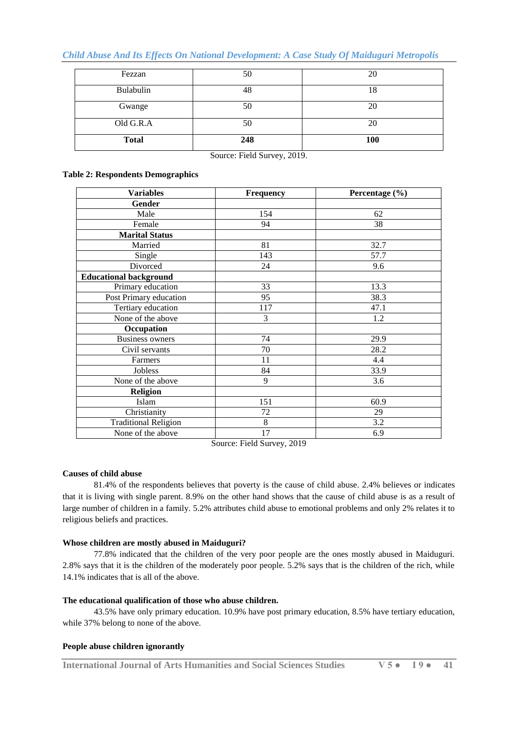| Fezzan | 50 | 20 |
|---|---|---|
| Bulabulin | 48 | 18 |
| Gwange | 50 | 20 |
| Old G.R.A | 50 | 20 |
| **Total** | **248** | **100** |

Source: Field Survey, 2019.

**Table 2: Respondents Demographics**

| Variables | Frequency | Percentage (%) |
|---|---|---|
| **Gender** | | |
| Male | 154 | 62 |
| Female | 94 | 38 |
| **Marital Status** | | |
| Married | 81 | 32.7 |
| Single | 143 | 57.7 |
| Divorced | 24 | 9.6 |
| **Educational background** | | |
| Primary education | 33 | 13.3 |
| Post Primary education | 95 | 38.3 |
| Tertiary education | 117 | 47.1 |
| None of the above | 3 | 1.2 |
| **Occupation** | | |
| Business owners | 74 | 29.9 |
| Civil servants | 70 | 28.2 |
| Farmers | 11 | 4.4 |
| Jobless | 84 | 33.9 |
| None of the above | 9 | 3.6 |
| **Religion** | | |
| Islam | 151 | 60.9 |
| Christianity | 72 | 29 |
| Traditional Religion | 8 | 3.2 |
| None of the above | 17 | 6.9 |

Source: Field Survey, 2019

**Causes of child abuse**

81.4% of the respondents believes that poverty is the cause of child abuse. 2.4% believes or indicates that it is living with single parent. 8.9% on the other hand shows that the cause of child abuse is as a result of large number of children in a family. 5.2% attributes child abuse to emotional problems and only 2% relates it to religious beliefs and practices.

**Whose children are mostly abused in Maiduguri?**

77.8% indicated that the children of the very poor people are the ones mostly abused in Maiduguri. 2.8% says that it is the children of the moderately poor people. 5.2% says that is the children of the rich, while 14.1% indicates that is all of the above.

**The educational qualification of those who abuse children.**

43.5% have only primary education. 10.9% have post primary education, 8.5% have tertiary education, while 37% belong to none of the above.

**People abuse children ignorantly**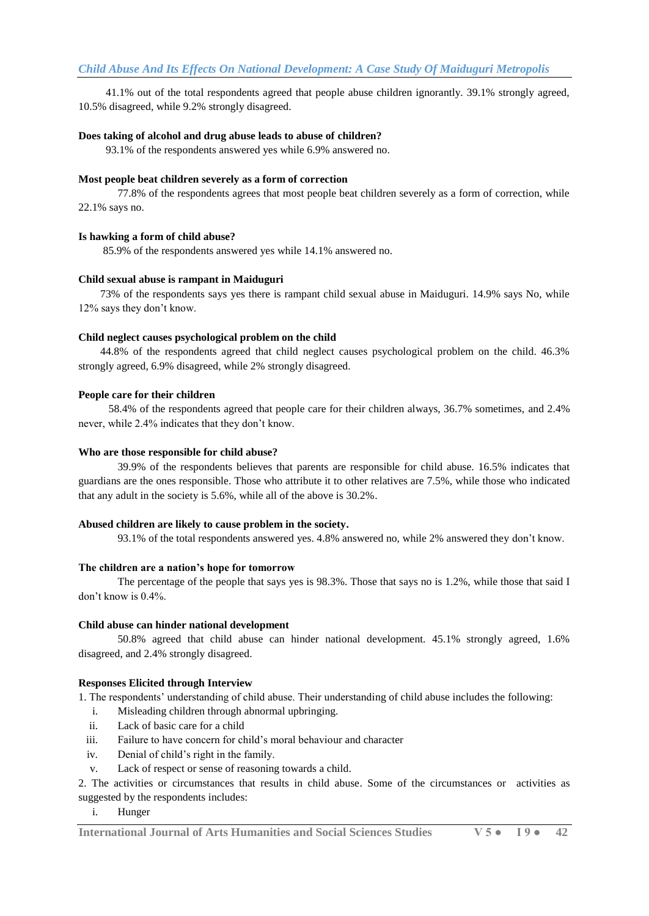41.1% out of the total respondents agreed that people abuse children ignorantly. 39.1% strongly agreed, 10.5% disagreed, while 9.2% strongly disagreed.

**Does taking of alcohol and drug abuse leads to abuse of children?**

93.1% of the respondents answered yes while 6.9% answered no.

**Most people beat children severely as a form of correction**

77.8% of the respondents agrees that most people beat children severely as a form of correction, while 22.1% says no.

**Is hawking a form of child abuse?**

85.9% of the respondents answered yes while 14.1% answered no.

**Child sexual abuse is rampant in Maiduguri**

73% of the respondents says yes there is rampant child sexual abuse in Maiduguri. 14.9% says No, while 12% says they don't know.

**Child neglect causes psychological problem on the child**

44.8% of the respondents agreed that child neglect causes psychological problem on the child. 46.3% strongly agreed, 6.9% disagreed, while 2% strongly disagreed.

**People care for their children**

58.4% of the respondents agreed that people care for their children always, 36.7% sometimes, and 2.4% never, while 2.4% indicates that they don't know.

**Who are those responsible for child abuse?**

39.9% of the respondents believes that parents are responsible for child abuse. 16.5% indicates that guardians are the ones responsible. Those who attribute it to other relatives are 7.5%, while those who indicated that any adult in the society is 5.6%, while all of the above is 30.2%.

**Abused children are likely to cause problem in the society.**

93.1% of the total respondents answered yes. 4.8% answered no, while 2% answered they don't know.

**The children are a nation's hope for tomorrow**

The percentage of the people that says yes is 98.3%. Those that says no is 1.2%, while those that said I don't know is 0.4%.

**Child abuse can hinder national development**

50.8% agreed that child abuse can hinder national development. 45.1% strongly agreed, 1.6% disagreed, and 2.4% strongly disagreed.

**Responses Elicited through Interview**

1. The respondents' understanding of child abuse. Their understanding of child abuse includes the following:
   i. Misleading children through abnormal upbringing.
   ii. Lack of basic care for a child
   iii. Failure to have concern for child's moral behaviour and character
   iv. Denial of child's right in the family.
   v. Lack of respect or sense of reasoning towards a child.

2. The activities or circumstances that results in child abuse. Some of the circumstances or activities as suggested by the respondents includes:
   i. Hunger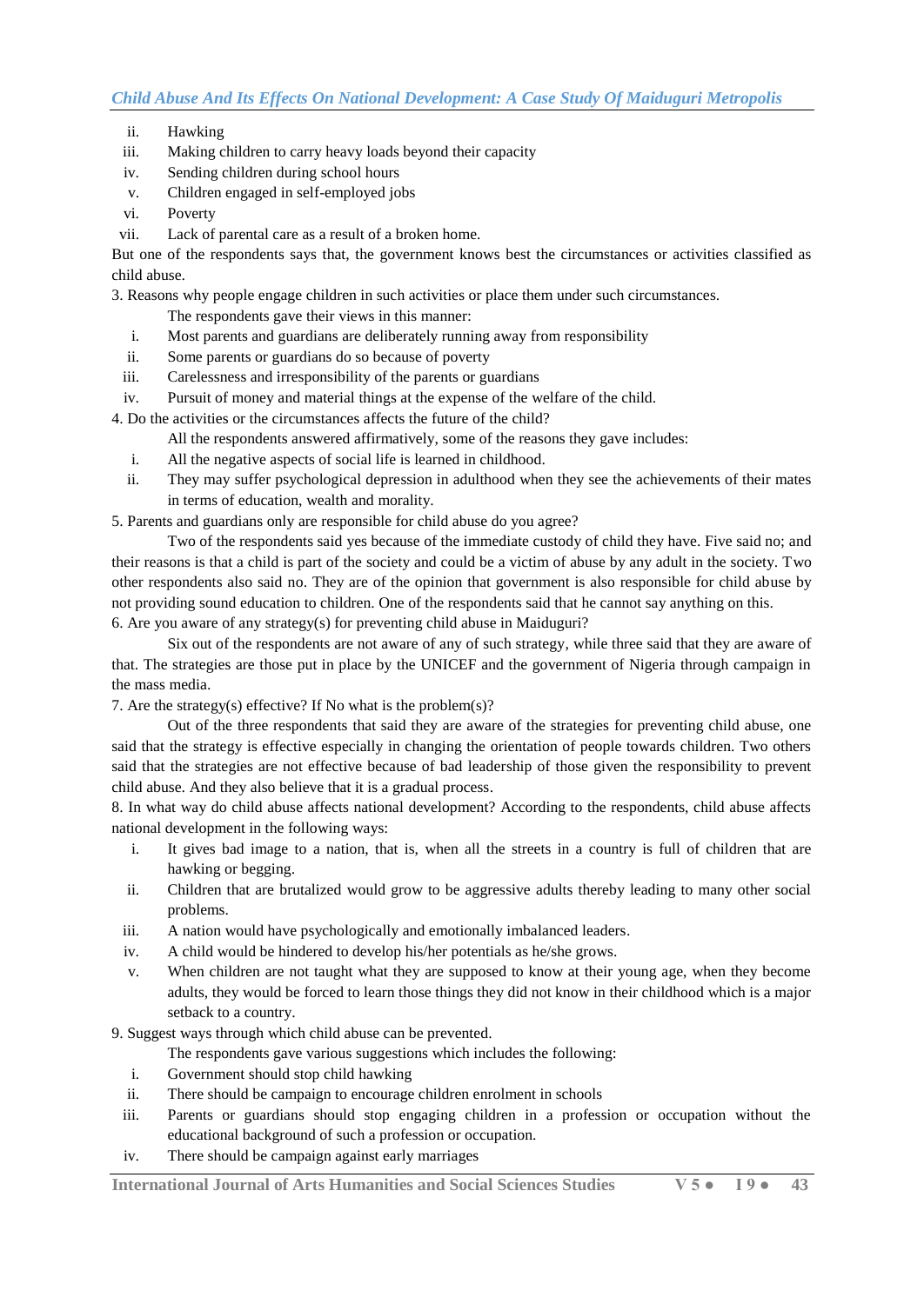ii. Hawking
iii. Making children to carry heavy loads beyond their capacity
iv. Sending children during school hours
v. Children engaged in self-employed jobs
vi. Poverty
vii. Lack of parental care as a result of a broken home.

But one of the respondents says that, the government knows best the circumstances or activities classified as child abuse.

3. Reasons why people engage children in such activities or place them under such circumstances.

The respondents gave their views in this manner:

i. Most parents and guardians are deliberately running away from responsibility
ii. Some parents or guardians do so because of poverty
iii. Carelessness and irresponsibility of the parents or guardians
iv. Pursuit of money and material things at the expense of the welfare of the child.

4. Do the activities or the circumstances affects the future of the child?

All the respondents answered affirmatively, some of the reasons they gave includes:

i. All the negative aspects of social life is learned in childhood.
ii. They may suffer psychological depression in adulthood when they see the achievements of their mates in terms of education, wealth and morality.

5. Parents and guardians only are responsible for child abuse do you agree?

Two of the respondents said yes because of the immediate custody of child they have. Five said no; and their reasons is that a child is part of the society and could be a victim of abuse by any adult in the society. Two other respondents also said no. They are of the opinion that government is also responsible for child abuse by not providing sound education to children. One of the respondents said that he cannot say anything on this.

6. Are you aware of any strategy(s) for preventing child abuse in Maiduguri?

Six out of the respondents are not aware of any of such strategy, while three said that they are aware of that. The strategies are those put in place by the UNICEF and the government of Nigeria through campaign in the mass media.

7. Are the strategy(s) effective? If No what is the problem(s)?

Out of the three respondents that said they are aware of the strategies for preventing child abuse, one said that the strategy is effective especially in changing the orientation of people towards children. Two others said that the strategies are not effective because of bad leadership of those given the responsibility to prevent child abuse. And they also believe that it is a gradual process.

8. In what way do child abuse affects national development? According to the respondents, child abuse affects national development in the following ways:

i. It gives bad image to a nation, that is, when all the streets in a country is full of children that are hawking or begging.
ii. Children that are brutalized would grow to be aggressive adults thereby leading to many other social problems.
iii. A nation would have psychologically and emotionally imbalanced leaders.
iv. A child would be hindered to develop his/her potentials as he/she grows.
v. When children are not taught what they are supposed to know at their young age, when they become adults, they would be forced to learn those things they did not know in their childhood which is a major setback to a country.

9. Suggest ways through which child abuse can be prevented.

The respondents gave various suggestions which includes the following:

i. Government should stop child hawking
ii. There should be campaign to encourage children enrolment in schools
iii. Parents or guardians should stop engaging children in a profession or occupation without the educational background of such a profession or occupation.
iv. There should be campaign against early marriages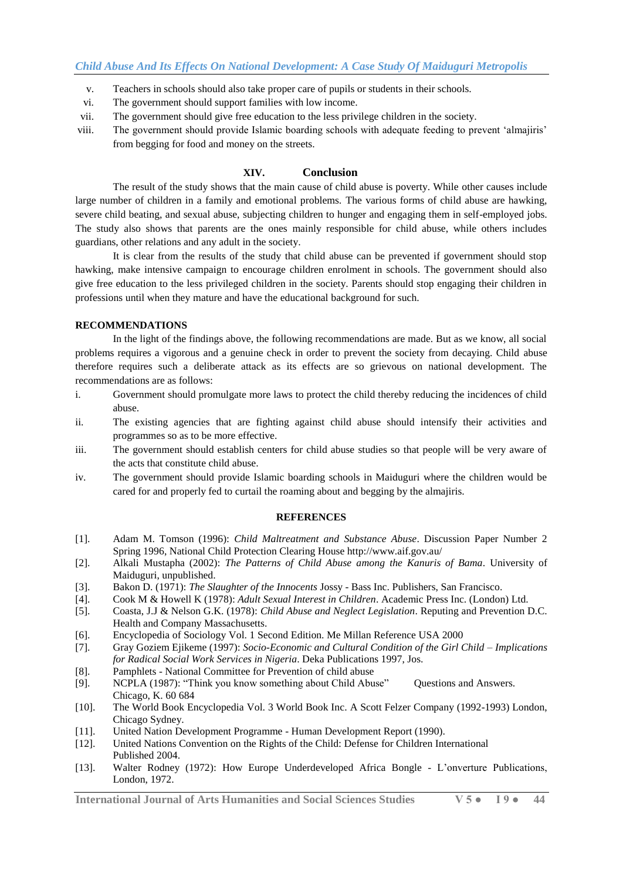v. Teachers in schools should also take proper care of pupils or students in their schools.
vi. The government should support families with low income.
vii. The government should give free education to the less privilege children in the society.
viii. The government should provide Islamic boarding schools with adequate feeding to prevent 'almajiris' from begging for food and money on the streets.

## XIV. Conclusion

The result of the study shows that the main cause of child abuse is poverty. While other causes include large number of children in a family and emotional problems. The various forms of child abuse are hawking, severe child beating, and sexual abuse, subjecting children to hunger and engaging them in self-employed jobs. The study also shows that parents are the ones mainly responsible for child abuse, while others includes guardians, other relations and any adult in the society.

It is clear from the results of the study that child abuse can be prevented if government should stop hawking, make intensive campaign to encourage children enrolment in schools. The government should also give free education to the less privileged children in the society. Parents should stop engaging their children in professions until when they mature and have the educational background for such.

**RECOMMENDATIONS**

In the light of the findings above, the following recommendations are made. But as we know, all social problems requires a vigorous and a genuine check in order to prevent the society from decaying. Child abuse therefore requires such a deliberate attack as its effects are so grievous on national development. The recommendations are as follows:

i. Government should promulgate more laws to protect the child thereby reducing the incidences of child abuse.
ii. The existing agencies that are fighting against child abuse should intensify their activities and programmes so as to be more effective.
iii. The government should establish centers for child abuse studies so that people will be very aware of the acts that constitute child abuse.
iv. The government should provide Islamic boarding schools in Maiduguri where the children would be cared for and properly fed to curtail the roaming about and begging by the almajiris.

## REFERENCES

[1]. Adam M. Tomson (1996): *Child Maltreatment and Substance Abuse*. Discussion Paper Number 2 Spring 1996, National Child Protection Clearing House http://www.aif.gov.au/
[2]. Alkali Mustapha (2002): *The Patterns of Child Abuse among the Kanuris of Bama*. University of Maiduguri, unpublished.
[3]. Bakon D. (1971): *The Slaughter of the Innocents* Jossy - Bass Inc. Publishers, San Francisco.
[4]. Cook M & Howell K (1978): *Adult Sexual Interest in Children*. Academic Press Inc. (London) Ltd.
[5]. Coasta, J.J & Nelson G.K. (1978): *Child Abuse and Neglect Legislation*. Reputing and Prevention D.C. Health and Company Massachusetts.
[6]. Encyclopedia of Sociology Vol. 1 Second Edition. Me Millan Reference USA 2000
[7]. Gray Goziem Ejikeme (1997): *Socio-Economic and Cultural Condition of the Girl Child – Implications for Radical Social Work Services in Nigeria*. Deka Publications 1997, Jos.
[8]. Pamphlets - National Committee for Prevention of child abuse
[9]. NCPLA (1987): "Think you know something about Child Abuse" Questions and Answers. Chicago, K. 60 684
[10]. The World Book Encyclopedia Vol. 3 World Book Inc. A Scott Felzer Company (1992-1993) London, Chicago Sydney.
[11]. United Nation Development Programme - Human Development Report (1990).
[12]. United Nations Convention on the Rights of the Child: Defense for Children International Published 2004.
[13]. Walter Rodney (1972): How Europe Underdeveloped Africa Bongle - L'onverture Publications, London, 1972.